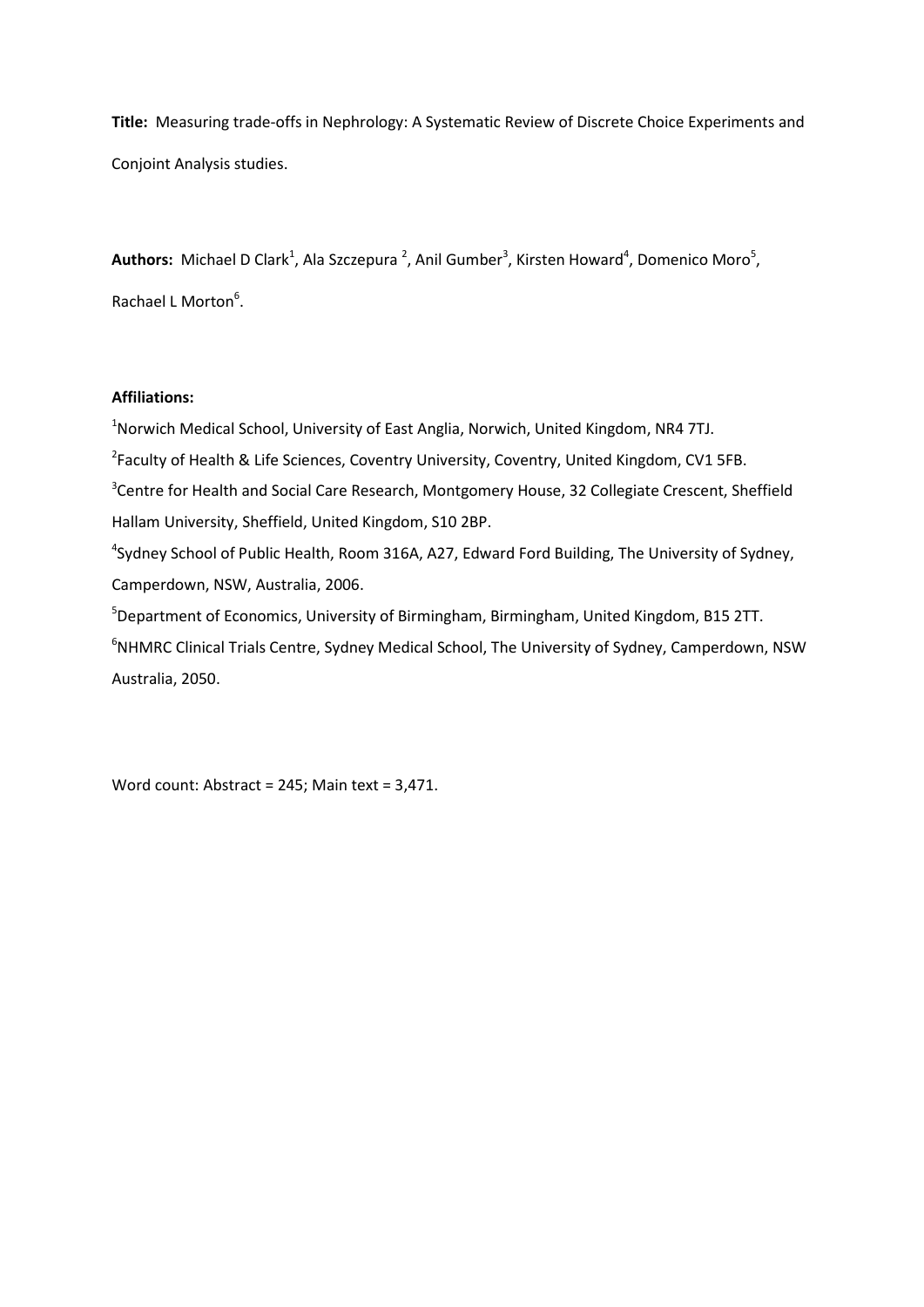**Title:** Measuring trade-offs in Nephrology: A Systematic Review of Discrete Choice Experiments and Conjoint Analysis studies.

**Authors:** Michael D Clark[1], Ala Szczepura [2], Anil Gumber[3], Kirsten Howard[4], Domenico Moro[5], Rachael L Morton[6].

**Affiliations:**

[1]Norwich Medical School, University of East Anglia, Norwich, United Kingdom, NR4 7TJ.

[2]Faculty of Health & Life Sciences, Coventry University, Coventry, United Kingdom, CV1 5FB.

[3]Centre for Health and Social Care Research, Montgomery House, 32 Collegiate Crescent, Sheffield Hallam University, Sheffield, United Kingdom, S10 2BP.

[4]Sydney School of Public Health, Room 316A, A27, Edward Ford Building, The University of Sydney, Camperdown, NSW, Australia, 2006.

[5]Department of Economics, University of Birmingham, Birmingham, United Kingdom, B15 2TT.

[6]NHMRC Clinical Trials Centre, Sydney Medical School, The University of Sydney, Camperdown, NSW Australia, 2050.

Word count: Abstract = 245; Main text = 3,471.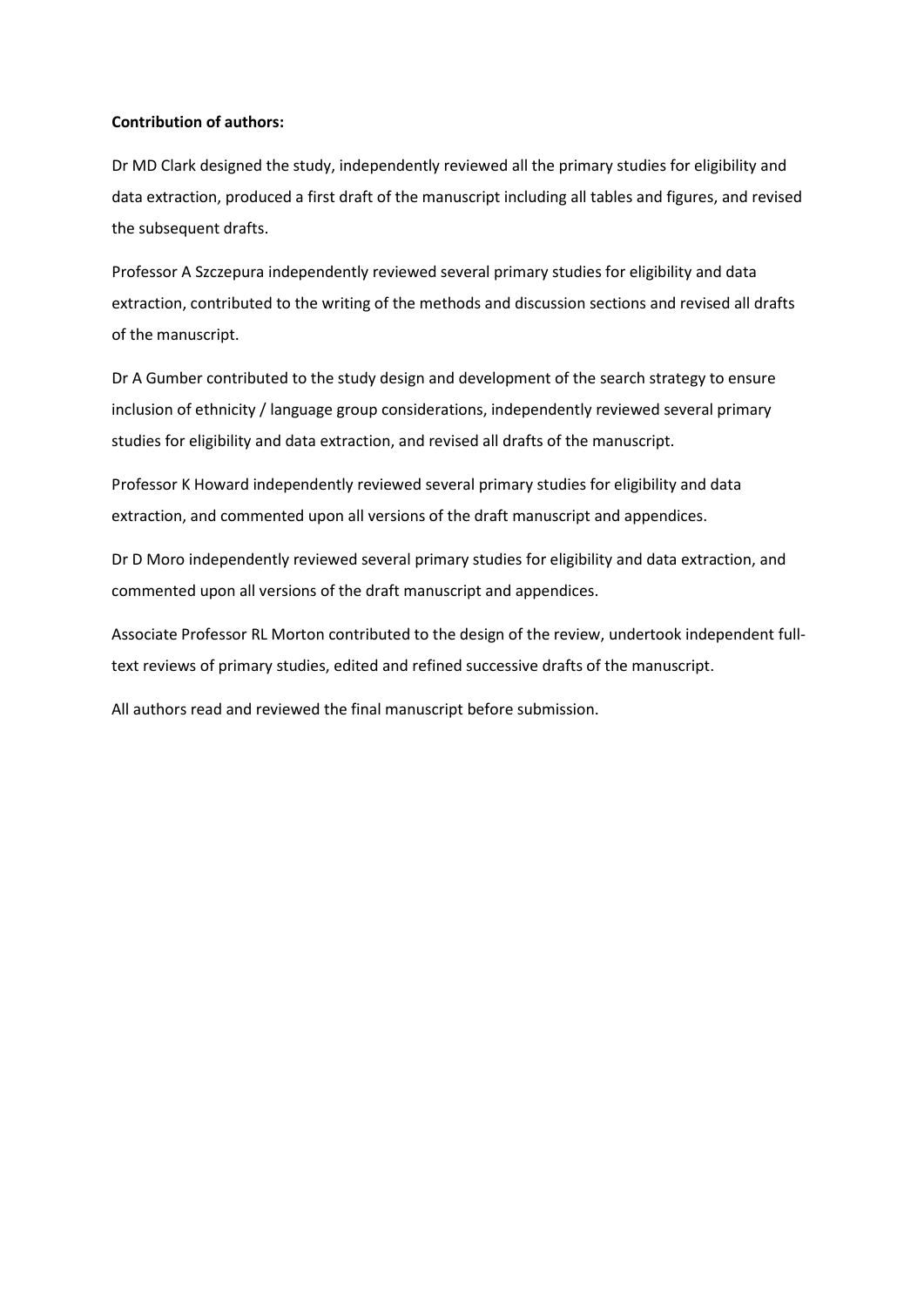**Contribution of authors:**

Dr MD Clark designed the study, independently reviewed all the primary studies for eligibility and data extraction, produced a first draft of the manuscript including all tables and figures, and revised the subsequent drafts.

Professor A Szczepura independently reviewed several primary studies for eligibility and data extraction, contributed to the writing of the methods and discussion sections and revised all drafts of the manuscript.

Dr A Gumber contributed to the study design and development of the search strategy to ensure inclusion of ethnicity / language group considerations, independently reviewed several primary studies for eligibility and data extraction, and revised all drafts of the manuscript.

Professor K Howard independently reviewed several primary studies for eligibility and data extraction, and commented upon all versions of the draft manuscript and appendices.

Dr D Moro independently reviewed several primary studies for eligibility and data extraction, and commented upon all versions of the draft manuscript and appendices.

Associate Professor RL Morton contributed to the design of the review, undertook independent full-text reviews of primary studies, edited and refined successive drafts of the manuscript.

All authors read and reviewed the final manuscript before submission.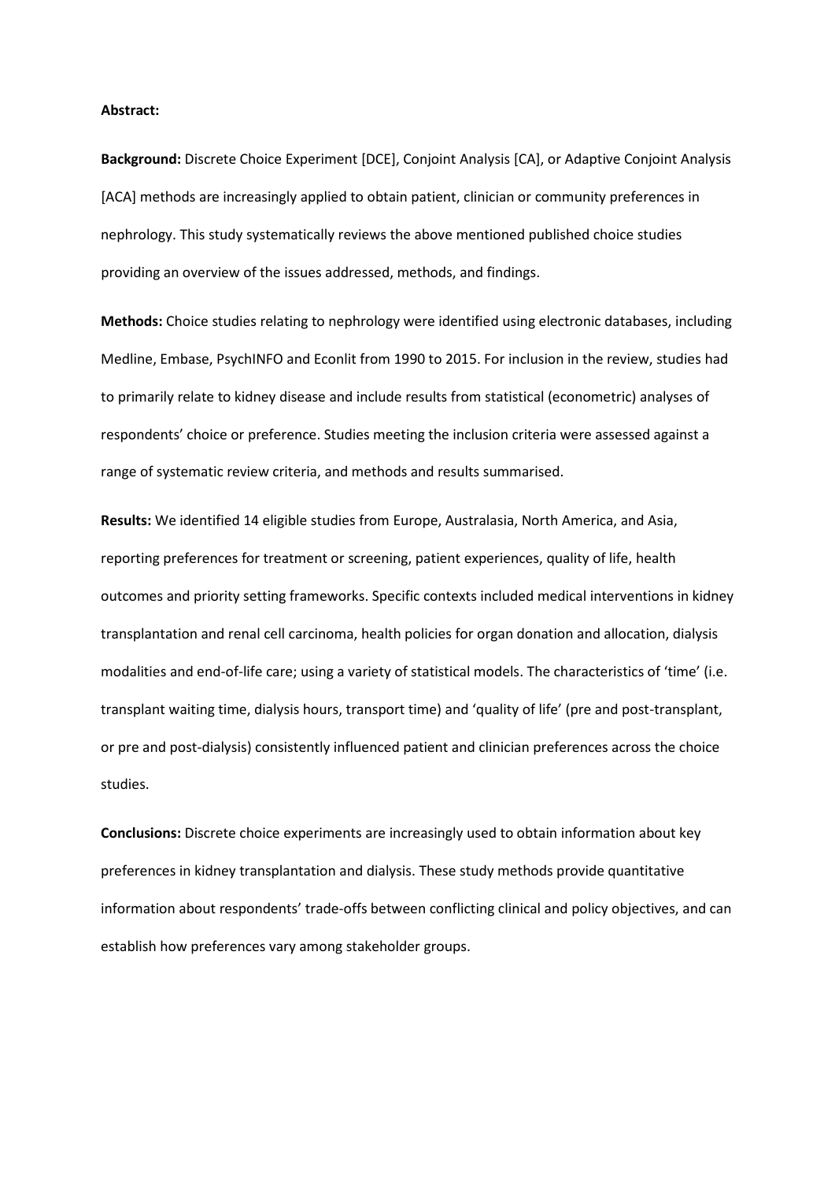**Abstract:**

**Background:** Discrete Choice Experiment [DCE], Conjoint Analysis [CA], or Adaptive Conjoint Analysis [ACA] methods are increasingly applied to obtain patient, clinician or community preferences in nephrology. This study systematically reviews the above mentioned published choice studies providing an overview of the issues addressed, methods, and findings.

**Methods:** Choice studies relating to nephrology were identified using electronic databases, including Medline, Embase, PsychINFO and Econlit from 1990 to 2015. For inclusion in the review, studies had to primarily relate to kidney disease and include results from statistical (econometric) analyses of respondents' choice or preference. Studies meeting the inclusion criteria were assessed against a range of systematic review criteria, and methods and results summarised.

**Results:** We identified 14 eligible studies from Europe, Australasia, North America, and Asia, reporting preferences for treatment or screening, patient experiences, quality of life, health outcomes and priority setting frameworks. Specific contexts included medical interventions in kidney transplantation and renal cell carcinoma, health policies for organ donation and allocation, dialysis modalities and end-of-life care; using a variety of statistical models. The characteristics of 'time' (i.e. transplant waiting time, dialysis hours, transport time) and 'quality of life' (pre and post-transplant, or pre and post-dialysis) consistently influenced patient and clinician preferences across the choice studies.

**Conclusions:** Discrete choice experiments are increasingly used to obtain information about key preferences in kidney transplantation and dialysis. These study methods provide quantitative information about respondents' trade-offs between conflicting clinical and policy objectives, and can establish how preferences vary among stakeholder groups.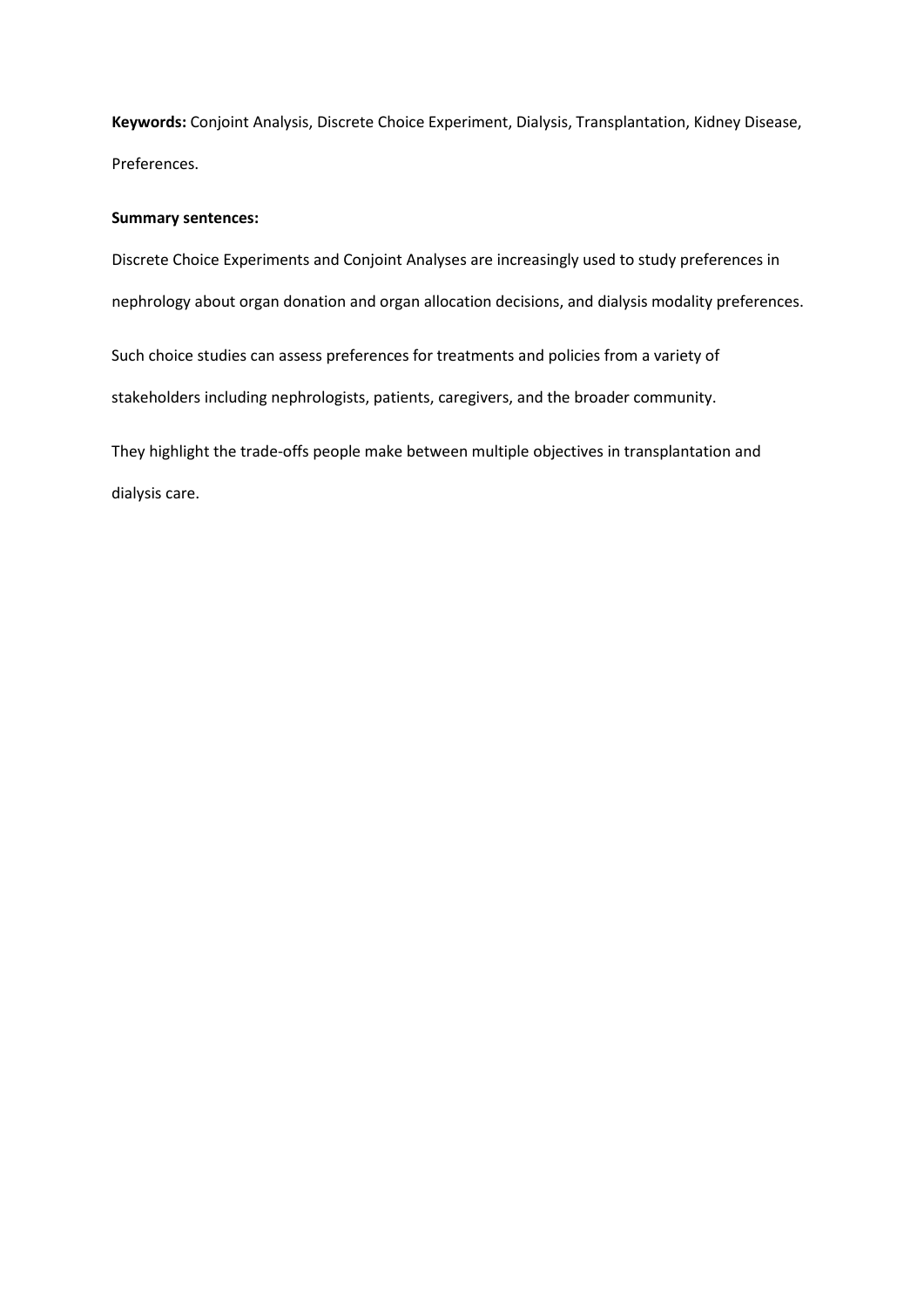**Keywords:** Conjoint Analysis, Discrete Choice Experiment, Dialysis, Transplantation, Kidney Disease, Preferences.

**Summary sentences:**

Discrete Choice Experiments and Conjoint Analyses are increasingly used to study preferences in nephrology about organ donation and organ allocation decisions, and dialysis modality preferences.

Such choice studies can assess preferences for treatments and policies from a variety of stakeholders including nephrologists, patients, caregivers, and the broader community.

They highlight the trade-offs people make between multiple objectives in transplantation and dialysis care.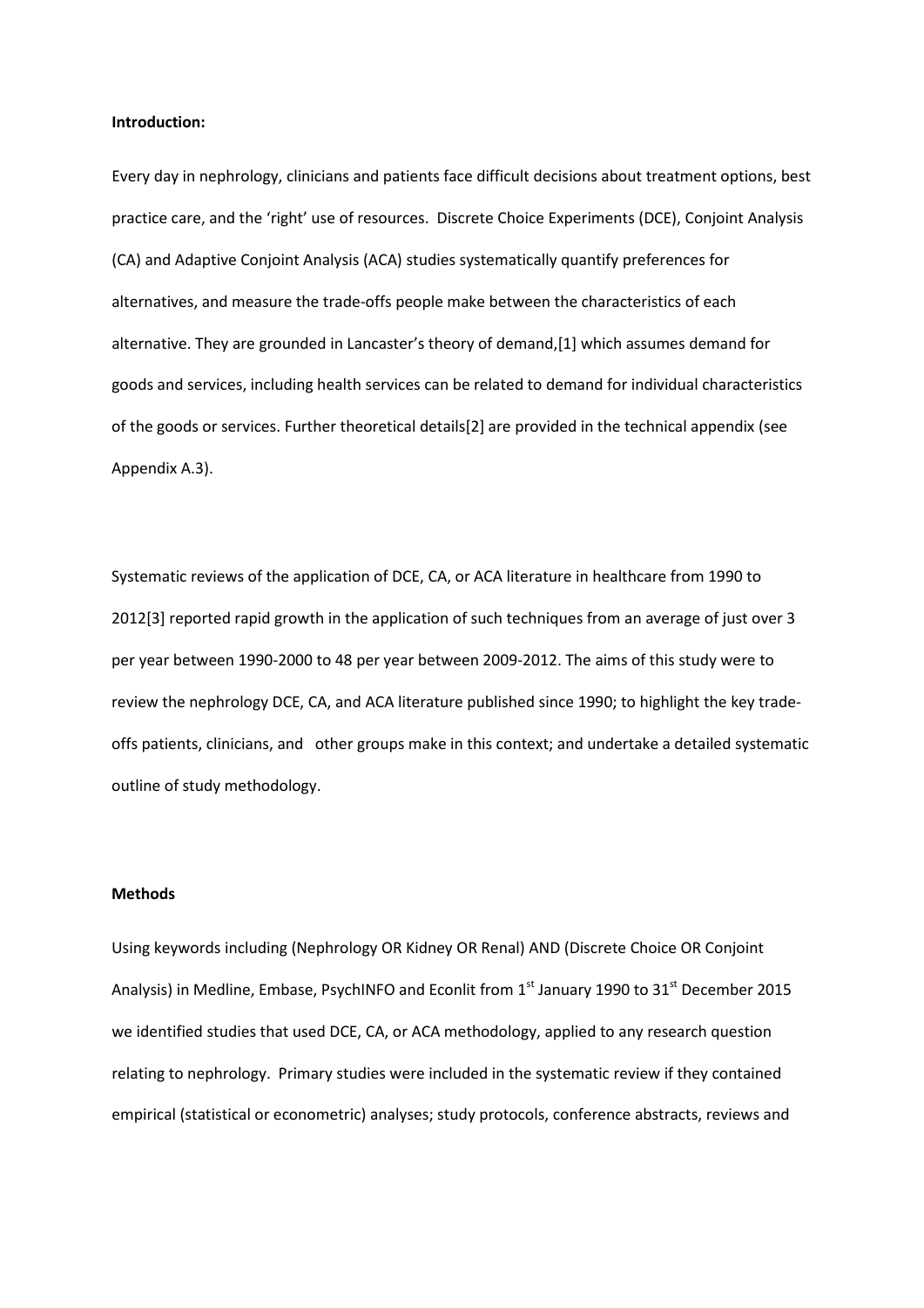**Introduction:**

Every day in nephrology, clinicians and patients face difficult decisions about treatment options, best practice care, and the 'right' use of resources. Discrete Choice Experiments (DCE), Conjoint Analysis (CA) and Adaptive Conjoint Analysis (ACA) studies systematically quantify preferences for alternatives, and measure the trade-offs people make between the characteristics of each alternative. They are grounded in Lancaster's theory of demand,[1] which assumes demand for goods and services, including health services can be related to demand for individual characteristics of the goods or services. Further theoretical details[2] are provided in the technical appendix (see Appendix A.3).

Systematic reviews of the application of DCE, CA, or ACA literature in healthcare from 1990 to 2012[3] reported rapid growth in the application of such techniques from an average of just over 3 per year between 1990-2000 to 48 per year between 2009-2012. The aims of this study were to review the nephrology DCE, CA, and ACA literature published since 1990; to highlight the key trade-offs patients, clinicians, and other groups make in this context; and undertake a detailed systematic outline of study methodology.

**Methods**

Using keywords including (Nephrology OR Kidney OR Renal) AND (Discrete Choice OR Conjoint Analysis) in Medline, Embase, PsychINFO and Econlit from 1st January 1990 to 31st December 2015 we identified studies that used DCE, CA, or ACA methodology, applied to any research question relating to nephrology. Primary studies were included in the systematic review if they contained empirical (statistical or econometric) analyses; study protocols, conference abstracts, reviews and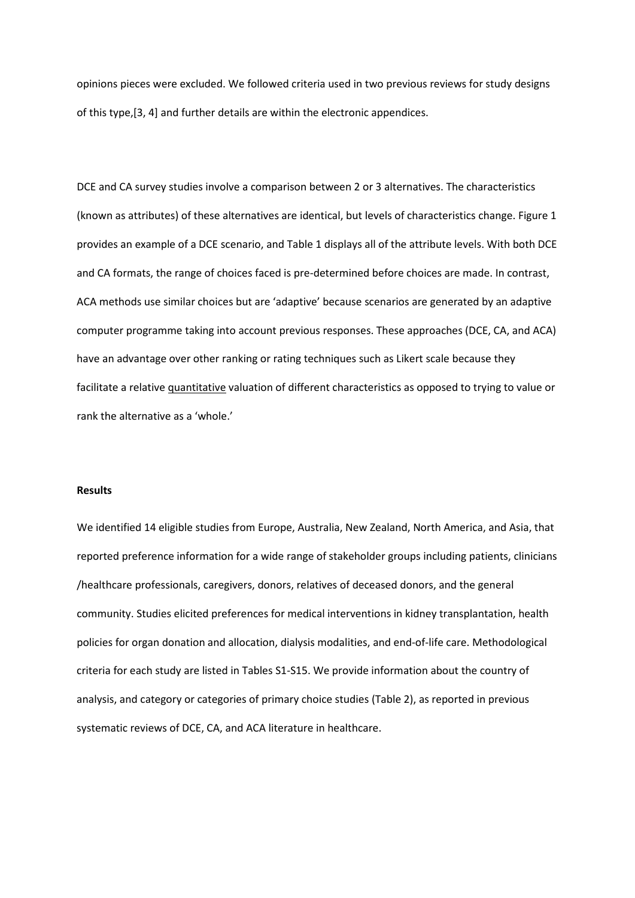opinions pieces were excluded. We followed criteria used in two previous reviews for study designs of this type,[3, 4] and further details are within the electronic appendices.

DCE and CA survey studies involve a comparison between 2 or 3 alternatives. The characteristics (known as attributes) of these alternatives are identical, but levels of characteristics change. Figure 1 provides an example of a DCE scenario, and Table 1 displays all of the attribute levels. With both DCE and CA formats, the range of choices faced is pre-determined before choices are made. In contrast, ACA methods use similar choices but are 'adaptive' because scenarios are generated by an adaptive computer programme taking into account previous responses. These approaches (DCE, CA, and ACA) have an advantage over other ranking or rating techniques such as Likert scale because they facilitate a relative quantitative valuation of different characteristics as opposed to trying to value or rank the alternative as a 'whole.'

**Results**

We identified 14 eligible studies from Europe, Australia, New Zealand, North America, and Asia, that reported preference information for a wide range of stakeholder groups including patients, clinicians /healthcare professionals, caregivers, donors, relatives of deceased donors, and the general community. Studies elicited preferences for medical interventions in kidney transplantation, health policies for organ donation and allocation, dialysis modalities, and end-of-life care. Methodological criteria for each study are listed in Tables S1-S15. We provide information about the country of analysis, and category or categories of primary choice studies (Table 2), as reported in previous systematic reviews of DCE, CA, and ACA literature in healthcare.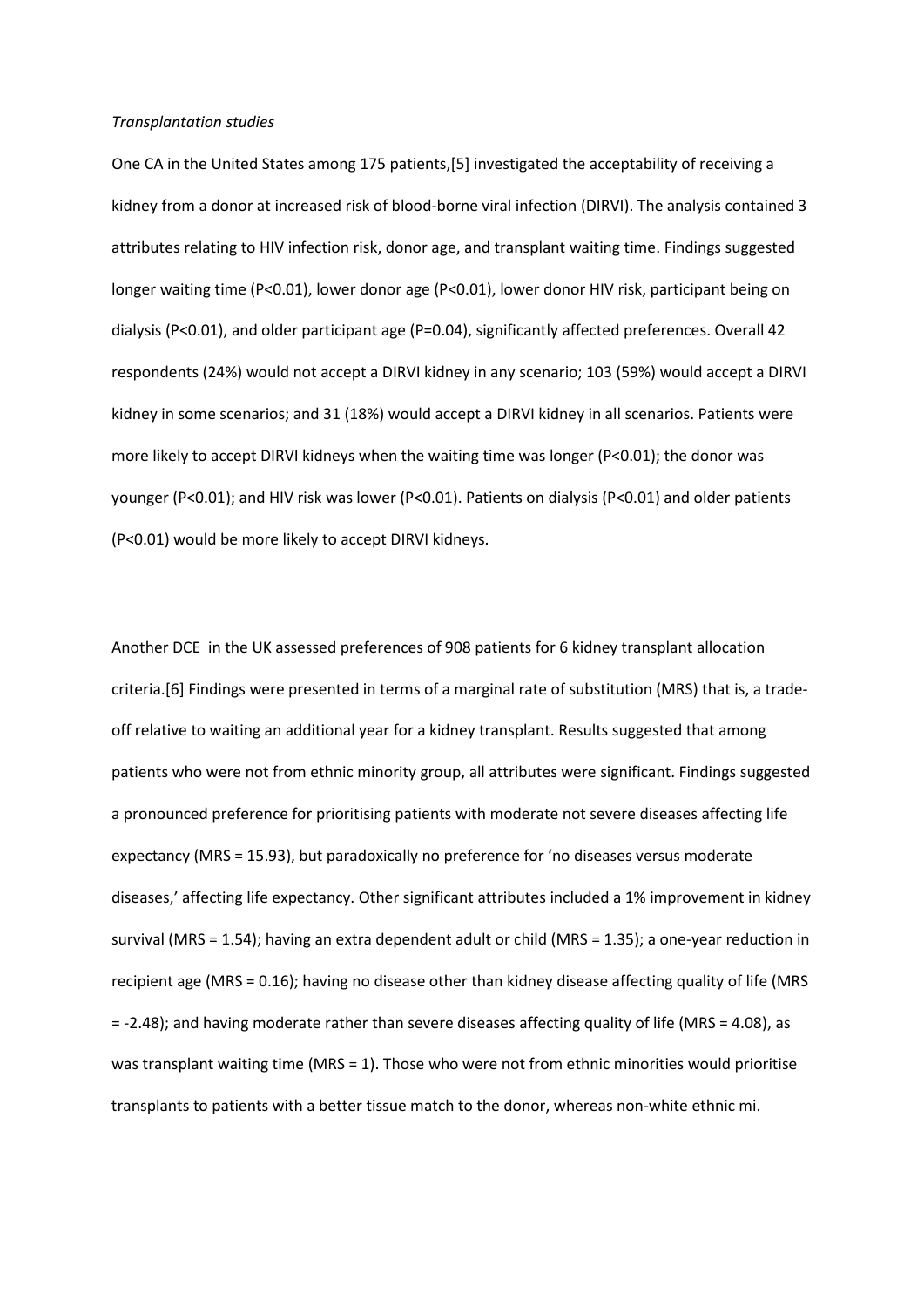*Transplantation studies*

One CA in the United States among 175 patients,[5] investigated the acceptability of receiving a kidney from a donor at increased risk of blood-borne viral infection (DIRVI). The analysis contained 3 attributes relating to HIV infection risk, donor age, and transplant waiting time. Findings suggested longer waiting time (P<0.01), lower donor age (P<0.01), lower donor HIV risk, participant being on dialysis (P<0.01), and older participant age (P=0.04), significantly affected preferences. Overall 42 respondents (24%) would not accept a DIRVI kidney in any scenario; 103 (59%) would accept a DIRVI kidney in some scenarios; and 31 (18%) would accept a DIRVI kidney in all scenarios. Patients were more likely to accept DIRVI kidneys when the waiting time was longer (P<0.01); the donor was younger (P<0.01); and HIV risk was lower (P<0.01). Patients on dialysis (P<0.01) and older patients (P<0.01) would be more likely to accept DIRVI kidneys.

Another DCE  in the UK assessed preferences of 908 patients for 6 kidney transplant allocation criteria.[6] Findings were presented in terms of a marginal rate of substitution (MRS) that is, a trade-off relative to waiting an additional year for a kidney transplant. Results suggested that among patients who were not from ethnic minority group, all attributes were significant. Findings suggested a pronounced preference for prioritising patients with moderate not severe diseases affecting life expectancy (MRS = 15.93), but paradoxically no preference for 'no diseases versus moderate diseases,' affecting life expectancy. Other significant attributes included a 1% improvement in kidney survival (MRS = 1.54); having an extra dependent adult or child (MRS = 1.35); a one-year reduction in recipient age (MRS = 0.16); having no disease other than kidney disease affecting quality of life (MRS = -2.48); and having moderate rather than severe diseases affecting quality of life (MRS = 4.08), as was transplant waiting time (MRS = 1). Those who were not from ethnic minorities would prioritise transplants to patients with a better tissue match to the donor, whereas non-white ethnic mi.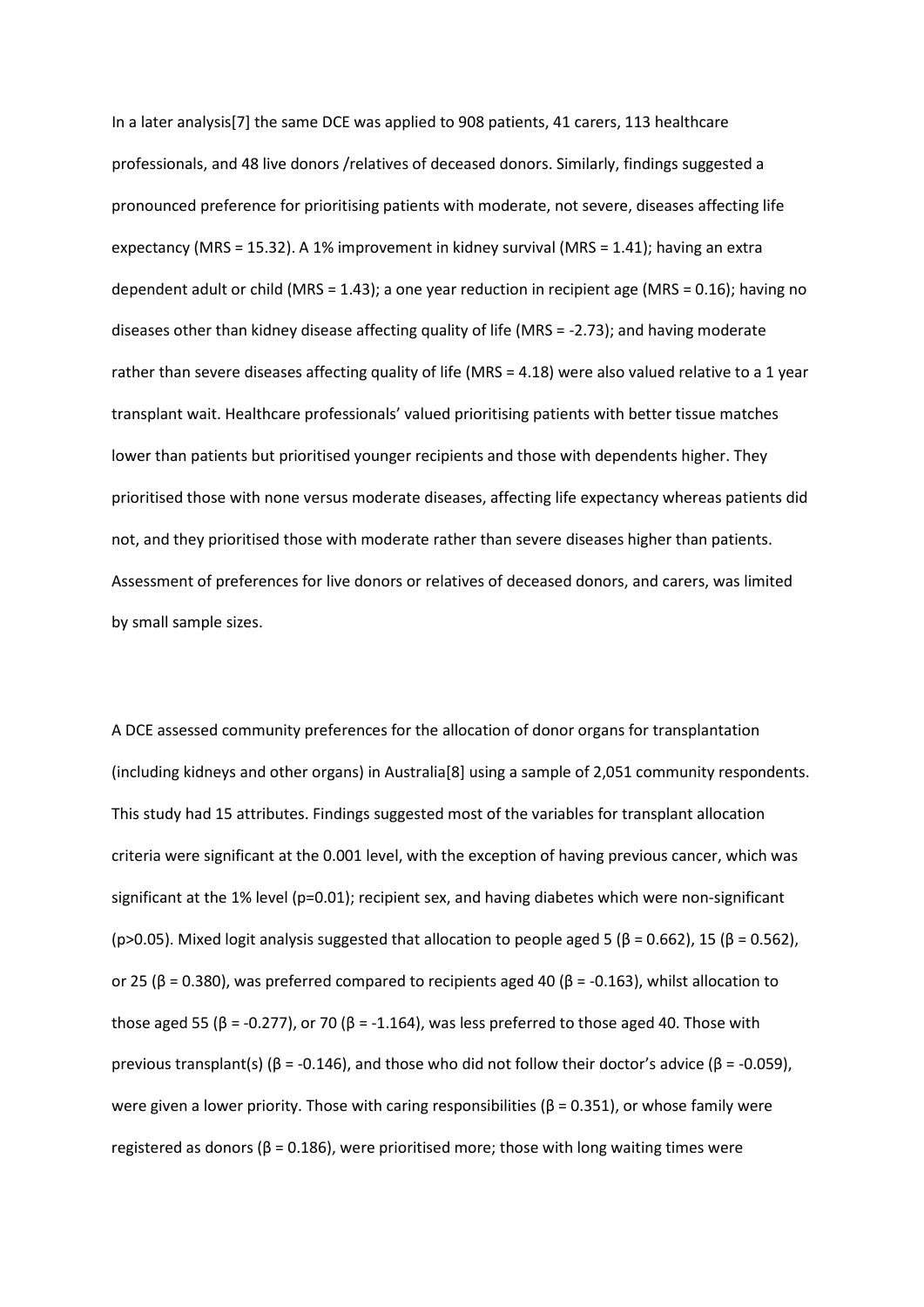In a later analysis[7] the same DCE was applied to 908 patients, 41 carers, 113 healthcare professionals, and 48 live donors /relatives of deceased donors. Similarly, findings suggested a pronounced preference for prioritising patients with moderate, not severe, diseases affecting life expectancy (MRS = 15.32). A 1% improvement in kidney survival (MRS = 1.41); having an extra dependent adult or child (MRS = 1.43); a one year reduction in recipient age (MRS = 0.16); having no diseases other than kidney disease affecting quality of life (MRS = -2.73); and having moderate rather than severe diseases affecting quality of life (MRS = 4.18) were also valued relative to a 1 year transplant wait. Healthcare professionals' valued prioritising patients with better tissue matches lower than patients but prioritised younger recipients and those with dependents higher. They prioritised those with none versus moderate diseases, affecting life expectancy whereas patients did not, and they prioritised those with moderate rather than severe diseases higher than patients. Assessment of preferences for live donors or relatives of deceased donors, and carers, was limited by small sample sizes.

A DCE assessed community preferences for the allocation of donor organs for transplantation (including kidneys and other organs) in Australia[8] using a sample of 2,051 community respondents. This study had 15 attributes. Findings suggested most of the variables for transplant allocation criteria were significant at the 0.001 level, with the exception of having previous cancer, which was significant at the 1% level ($p$=0.01); recipient sex, and having diabetes which were non-significant ($p$>0.05). Mixed logit analysis suggested that allocation to people aged 5 ($\beta$ = 0.662), 15 ($\beta$ = 0.562), or 25 ($\beta$ = 0.380), was preferred compared to recipients aged 40 ($\beta$ = -0.163), whilst allocation to those aged 55 ($\beta$ = -0.277), or 70 ($\beta$ = -1.164), was less preferred to those aged 40. Those with previous transplant(s) ($\beta$ = -0.146), and those who did not follow their doctor's advice ($\beta$ = -0.059), were given a lower priority. Those with caring responsibilities ($\beta$ = 0.351), or whose family were registered as donors ($\beta$ = 0.186), were prioritised more; those with long waiting times were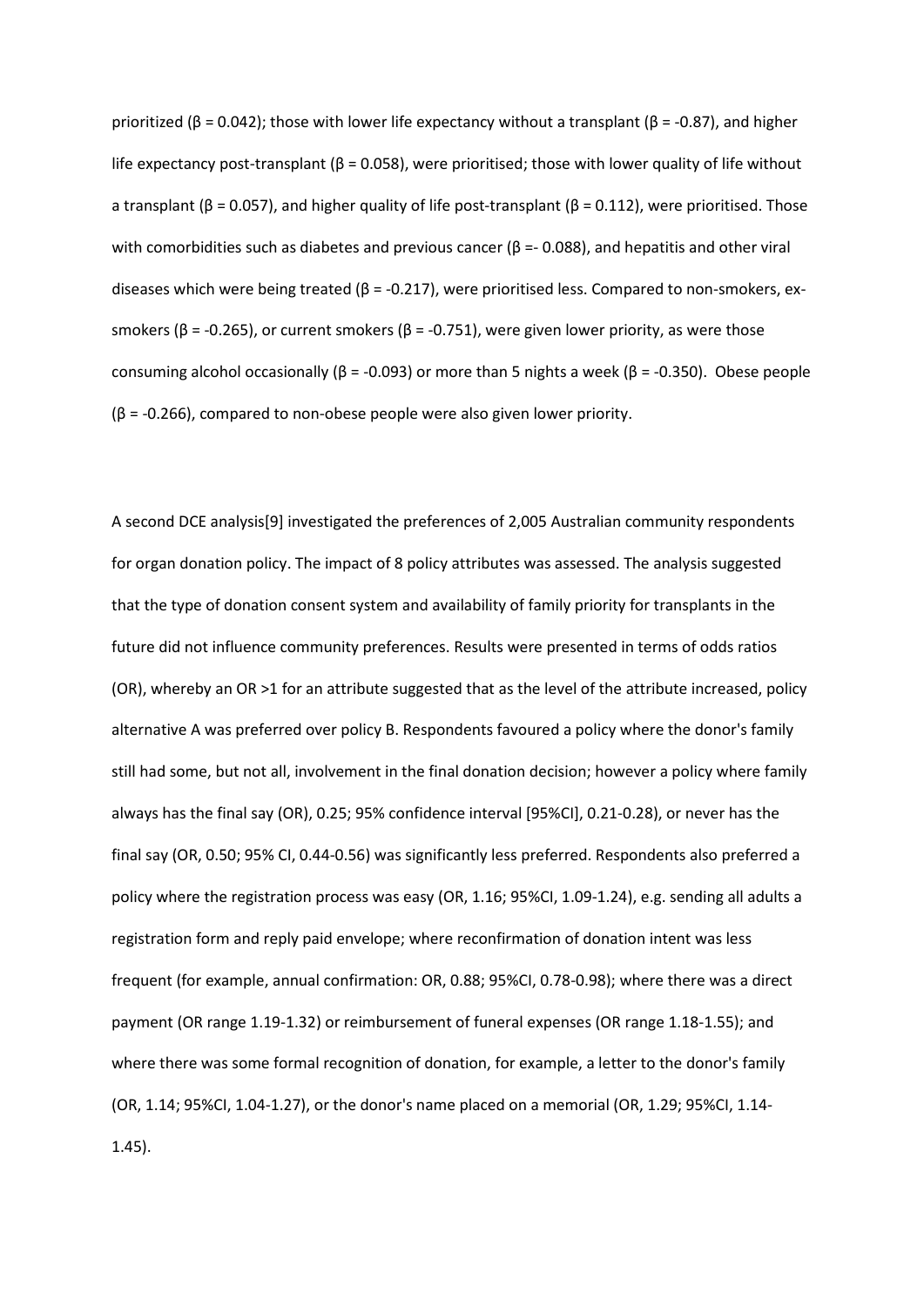prioritized (β = 0.042); those with lower life expectancy without a transplant (β = -0.87), and higher life expectancy post-transplant (β = 0.058), were prioritised; those with lower quality of life without a transplant (β = 0.057), and higher quality of life post-transplant (β = 0.112), were prioritised. Those with comorbidities such as diabetes and previous cancer (β =- 0.088), and hepatitis and other viral diseases which were being treated (β = -0.217), were prioritised less. Compared to non-smokers, ex-smokers (β = -0.265), or current smokers (β = -0.751), were given lower priority, as were those consuming alcohol occasionally (β = -0.093) or more than 5 nights a week (β = -0.350). Obese people (β = -0.266), compared to non-obese people were also given lower priority.

A second DCE analysis[9] investigated the preferences of 2,005 Australian community respondents for organ donation policy. The impact of 8 policy attributes was assessed. The analysis suggested that the type of donation consent system and availability of family priority for transplants in the future did not influence community preferences. Results were presented in terms of odds ratios (OR), whereby an OR >1 for an attribute suggested that as the level of the attribute increased, policy alternative A was preferred over policy B. Respondents favoured a policy where the donor's family still had some, but not all, involvement in the final donation decision; however a policy where family always has the final say (OR), 0.25; 95% confidence interval [95%CI], 0.21-0.28), or never has the final say (OR, 0.50; 95% CI, 0.44-0.56) was significantly less preferred. Respondents also preferred a policy where the registration process was easy (OR, 1.16; 95%CI, 1.09-1.24), e.g. sending all adults a registration form and reply paid envelope; where reconfirmation of donation intent was less frequent (for example, annual confirmation: OR, 0.88; 95%CI, 0.78-0.98); where there was a direct payment (OR range 1.19-1.32) or reimbursement of funeral expenses (OR range 1.18-1.55); and where there was some formal recognition of donation, for example, a letter to the donor's family (OR, 1.14; 95%CI, 1.04-1.27), or the donor's name placed on a memorial (OR, 1.29; 95%CI, 1.14-1.45).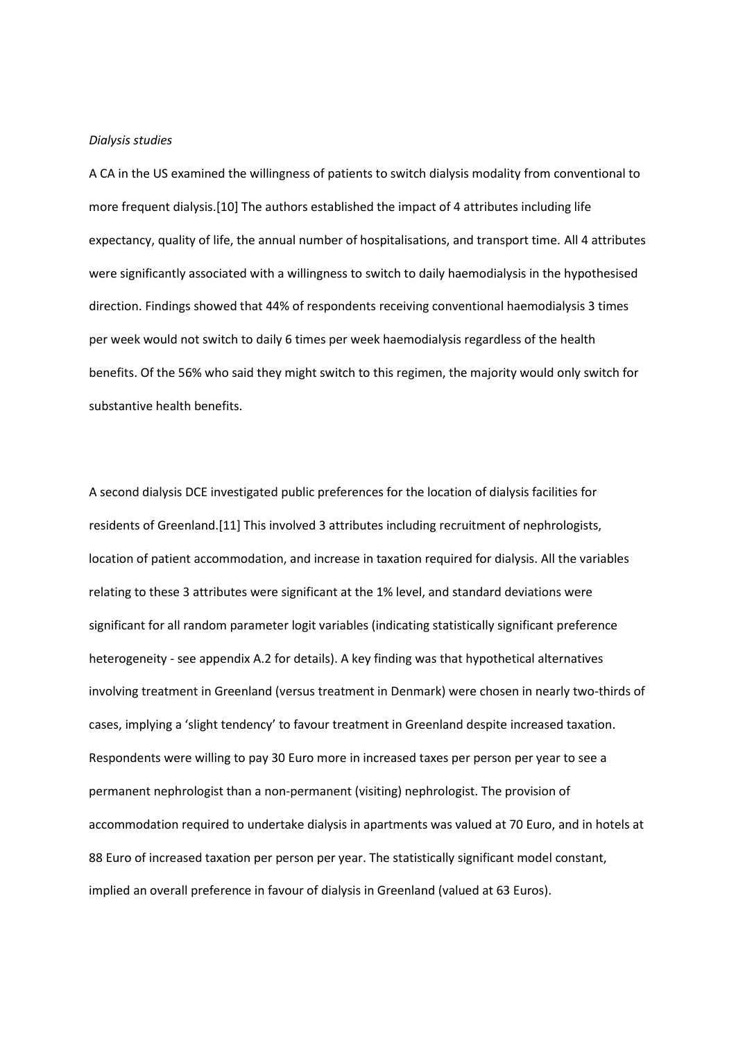*Dialysis studies*

A CA in the US examined the willingness of patients to switch dialysis modality from conventional to more frequent dialysis.[10] The authors established the impact of 4 attributes including life expectancy, quality of life, the annual number of hospitalisations, and transport time. All 4 attributes were significantly associated with a willingness to switch to daily haemodialysis in the hypothesised direction. Findings showed that 44% of respondents receiving conventional haemodialysis 3 times per week would not switch to daily 6 times per week haemodialysis regardless of the health benefits. Of the 56% who said they might switch to this regimen, the majority would only switch for substantive health benefits.

A second dialysis DCE investigated public preferences for the location of dialysis facilities for residents of Greenland.[11] This involved 3 attributes including recruitment of nephrologists, location of patient accommodation, and increase in taxation required for dialysis. All the variables relating to these 3 attributes were significant at the 1% level, and standard deviations were significant for all random parameter logit variables (indicating statistically significant preference heterogeneity - see appendix A.2 for details). A key finding was that hypothetical alternatives involving treatment in Greenland (versus treatment in Denmark) were chosen in nearly two-thirds of cases, implying a 'slight tendency' to favour treatment in Greenland despite increased taxation. Respondents were willing to pay 30 Euro more in increased taxes per person per year to see a permanent nephrologist than a non-permanent (visiting) nephrologist. The provision of accommodation required to undertake dialysis in apartments was valued at 70 Euro, and in hotels at 88 Euro of increased taxation per person per year. The statistically significant model constant, implied an overall preference in favour of dialysis in Greenland (valued at 63 Euros).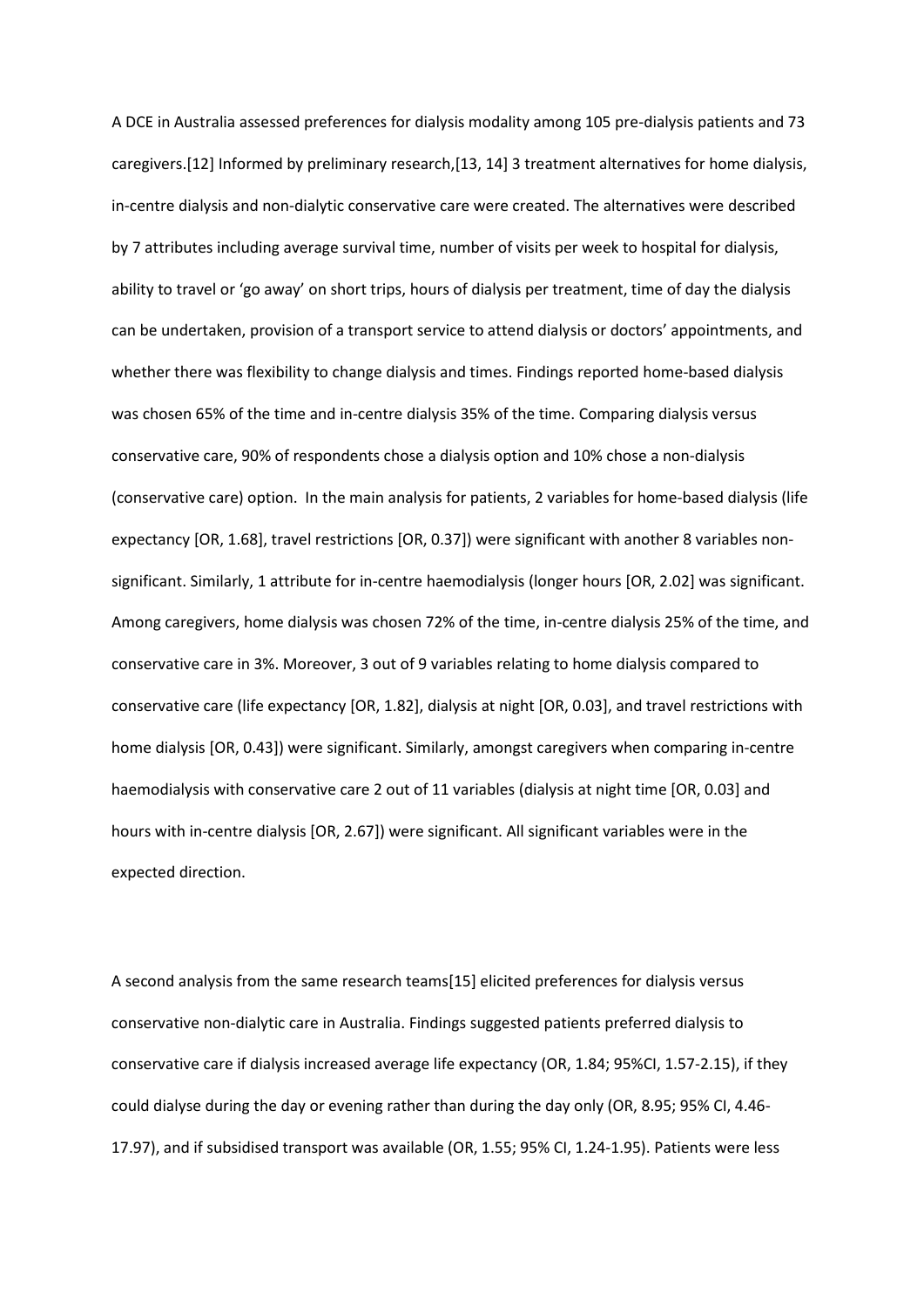A DCE in Australia assessed preferences for dialysis modality among 105 pre-dialysis patients and 73 caregivers.[12] Informed by preliminary research,[13, 14] 3 treatment alternatives for home dialysis, in-centre dialysis and non-dialytic conservative care were created. The alternatives were described by 7 attributes including average survival time, number of visits per week to hospital for dialysis, ability to travel or 'go away' on short trips, hours of dialysis per treatment, time of day the dialysis can be undertaken, provision of a transport service to attend dialysis or doctors' appointments, and whether there was flexibility to change dialysis and times. Findings reported home-based dialysis was chosen 65% of the time and in-centre dialysis 35% of the time. Comparing dialysis versus conservative care, 90% of respondents chose a dialysis option and 10% chose a non-dialysis (conservative care) option. In the main analysis for patients, 2 variables for home-based dialysis (life expectancy [OR, 1.68], travel restrictions [OR, 0.37]) were significant with another 8 variables non-significant. Similarly, 1 attribute for in-centre haemodialysis (longer hours [OR, 2.02] was significant. Among caregivers, home dialysis was chosen 72% of the time, in-centre dialysis 25% of the time, and conservative care in 3%. Moreover, 3 out of 9 variables relating to home dialysis compared to conservative care (life expectancy [OR, 1.82], dialysis at night [OR, 0.03], and travel restrictions with home dialysis [OR, 0.43]) were significant. Similarly, amongst caregivers when comparing in-centre haemodialysis with conservative care 2 out of 11 variables (dialysis at night time [OR, 0.03] and hours with in-centre dialysis [OR, 2.67]) were significant. All significant variables were in the expected direction.

A second analysis from the same research teams[15] elicited preferences for dialysis versus conservative non-dialytic care in Australia. Findings suggested patients preferred dialysis to conservative care if dialysis increased average life expectancy (OR, 1.84; 95%CI, 1.57-2.15), if they could dialyse during the day or evening rather than during the day only (OR, 8.95; 95% CI, 4.46-17.97), and if subsidised transport was available (OR, 1.55; 95% CI, 1.24-1.95). Patients were less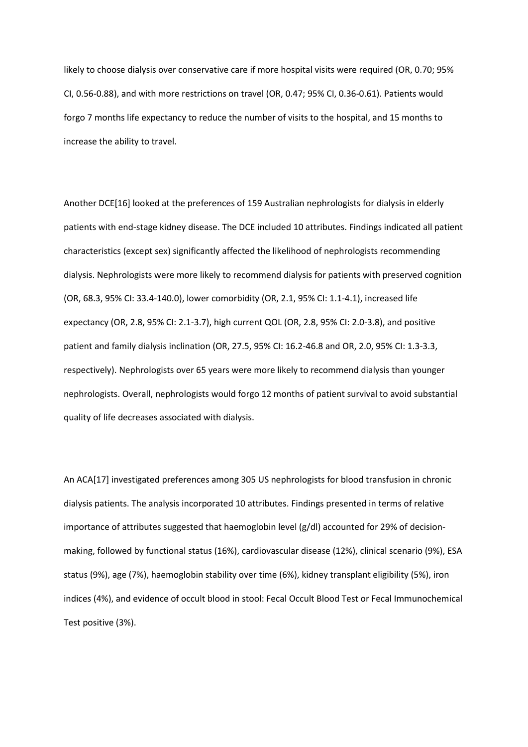likely to choose dialysis over conservative care if more hospital visits were required (OR, 0.70; 95% CI, 0.56-0.88), and with more restrictions on travel (OR, 0.47; 95% CI, 0.36-0.61). Patients would forgo 7 months life expectancy to reduce the number of visits to the hospital, and 15 months to increase the ability to travel.

Another DCE[16] looked at the preferences of 159 Australian nephrologists for dialysis in elderly patients with end-stage kidney disease. The DCE included 10 attributes. Findings indicated all patient characteristics (except sex) significantly affected the likelihood of nephrologists recommending dialysis. Nephrologists were more likely to recommend dialysis for patients with preserved cognition (OR, 68.3, 95% CI: 33.4-140.0), lower comorbidity (OR, 2.1, 95% CI: 1.1-4.1), increased life expectancy (OR, 2.8, 95% CI: 2.1-3.7), high current QOL (OR, 2.8, 95% CI: 2.0-3.8), and positive patient and family dialysis inclination (OR, 27.5, 95% CI: 16.2-46.8 and OR, 2.0, 95% CI: 1.3-3.3, respectively). Nephrologists over 65 years were more likely to recommend dialysis than younger nephrologists. Overall, nephrologists would forgo 12 months of patient survival to avoid substantial quality of life decreases associated with dialysis.

An ACA[17] investigated preferences among 305 US nephrologists for blood transfusion in chronic dialysis patients. The analysis incorporated 10 attributes. Findings presented in terms of relative importance of attributes suggested that haemoglobin level (g/dl) accounted for 29% of decision-making, followed by functional status (16%), cardiovascular disease (12%), clinical scenario (9%), ESA status (9%), age (7%), haemoglobin stability over time (6%), kidney transplant eligibility (5%), iron indices (4%), and evidence of occult blood in stool: Fecal Occult Blood Test or Fecal Immunochemical Test positive (3%).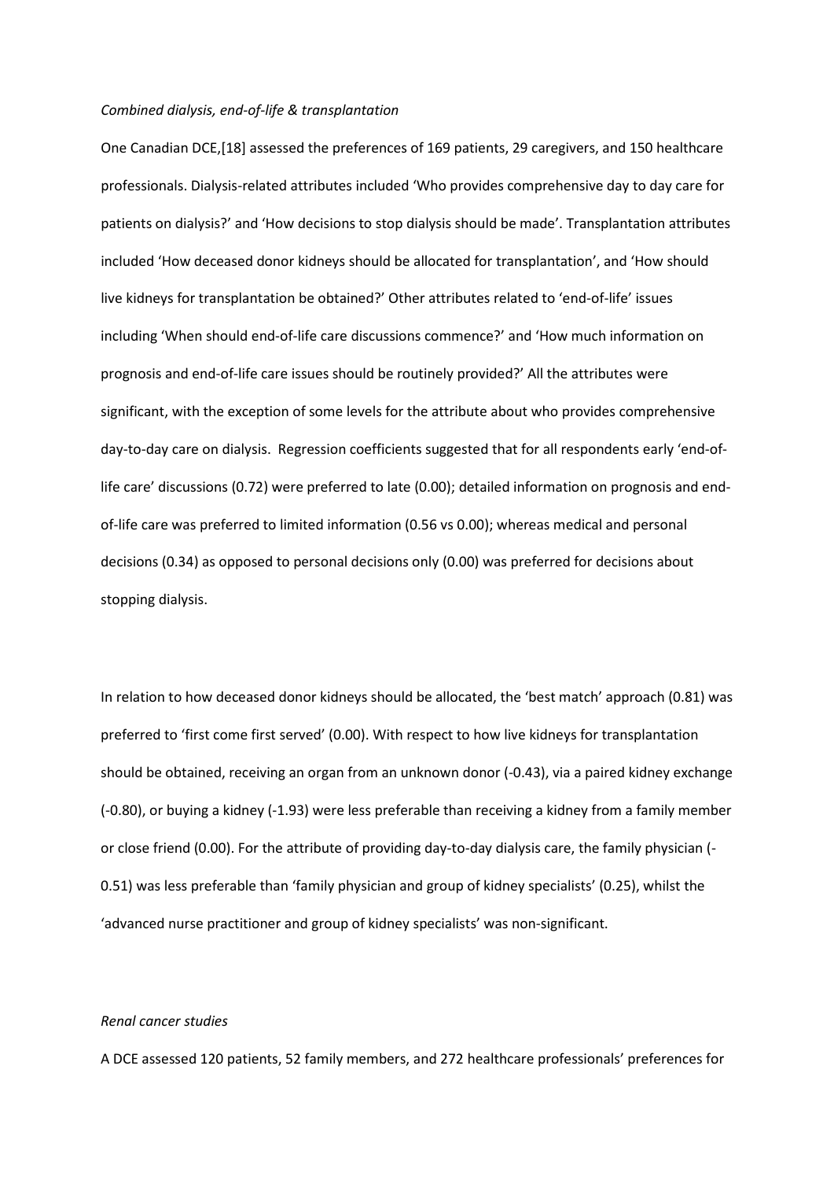*Combined dialysis, end-of-life & transplantation*

One Canadian DCE,[18] assessed the preferences of 169 patients, 29 caregivers, and 150 healthcare professionals. Dialysis-related attributes included 'Who provides comprehensive day to day care for patients on dialysis?' and 'How decisions to stop dialysis should be made'. Transplantation attributes included 'How deceased donor kidneys should be allocated for transplantation', and 'How should live kidneys for transplantation be obtained?' Other attributes related to 'end-of-life' issues including 'When should end-of-life care discussions commence?' and 'How much information on prognosis and end-of-life care issues should be routinely provided?' All the attributes were significant, with the exception of some levels for the attribute about who provides comprehensive day-to-day care on dialysis. Regression coefficients suggested that for all respondents early 'end-of-life care' discussions (0.72) were preferred to late (0.00); detailed information on prognosis and end-of-life care was preferred to limited information (0.56 vs 0.00); whereas medical and personal decisions (0.34) as opposed to personal decisions only (0.00) was preferred for decisions about stopping dialysis.

In relation to how deceased donor kidneys should be allocated, the 'best match' approach (0.81) was preferred to 'first come first served' (0.00). With respect to how live kidneys for transplantation should be obtained, receiving an organ from an unknown donor (-0.43), via a paired kidney exchange (-0.80), or buying a kidney (-1.93) were less preferable than receiving a kidney from a family member or close friend (0.00). For the attribute of providing day-to-day dialysis care, the family physician (-0.51) was less preferable than 'family physician and group of kidney specialists' (0.25), whilst the 'advanced nurse practitioner and group of kidney specialists' was non-significant.

*Renal cancer studies*

A DCE assessed 120 patients, 52 family members, and 272 healthcare professionals' preferences for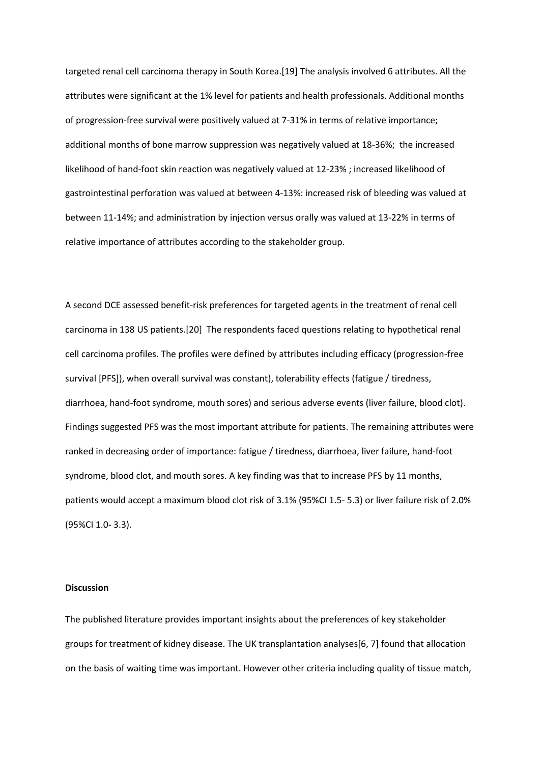targeted renal cell carcinoma therapy in South Korea.[19] The analysis involved 6 attributes. All the attributes were significant at the 1% level for patients and health professionals. Additional months of progression-free survival were positively valued at 7-31% in terms of relative importance; additional months of bone marrow suppression was negatively valued at 18-36%; the increased likelihood of hand-foot skin reaction was negatively valued at 12-23% ; increased likelihood of gastrointestinal perforation was valued at between 4-13%: increased risk of bleeding was valued at between 11-14%; and administration by injection versus orally was valued at 13-22% in terms of relative importance of attributes according to the stakeholder group.

A second DCE assessed benefit-risk preferences for targeted agents in the treatment of renal cell carcinoma in 138 US patients.[20] The respondents faced questions relating to hypothetical renal cell carcinoma profiles. The profiles were defined by attributes including efficacy (progression-free survival [PFS]), when overall survival was constant), tolerability effects (fatigue / tiredness, diarrhoea, hand-foot syndrome, mouth sores) and serious adverse events (liver failure, blood clot). Findings suggested PFS was the most important attribute for patients. The remaining attributes were ranked in decreasing order of importance: fatigue / tiredness, diarrhoea, liver failure, hand-foot syndrome, blood clot, and mouth sores. A key finding was that to increase PFS by 11 months, patients would accept a maximum blood clot risk of 3.1% (95%CI 1.5- 5.3) or liver failure risk of 2.0% (95%CI 1.0- 3.3).

**Discussion**

The published literature provides important insights about the preferences of key stakeholder groups for treatment of kidney disease. The UK transplantation analyses[6, 7] found that allocation on the basis of waiting time was important. However other criteria including quality of tissue match,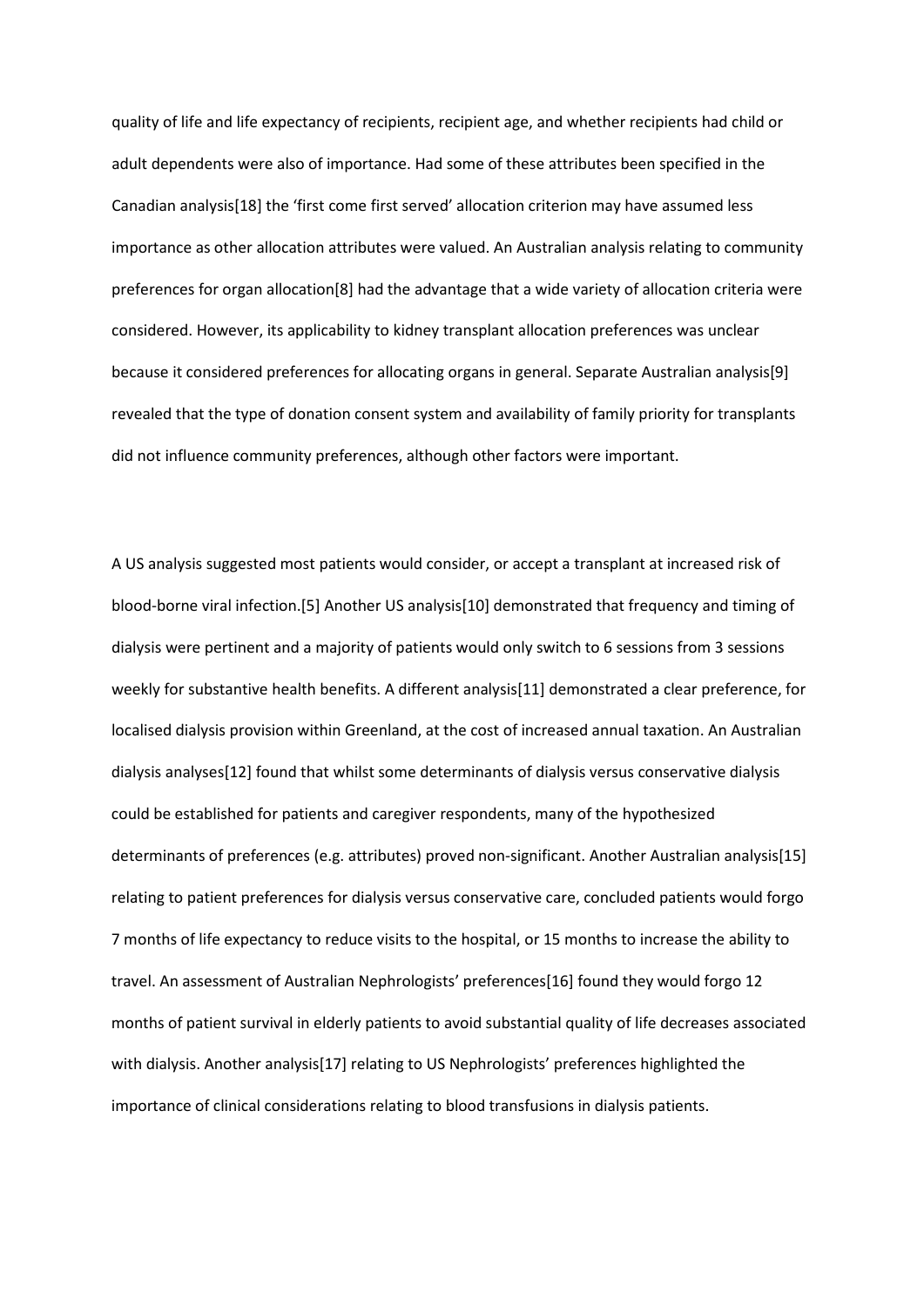quality of life and life expectancy of recipients, recipient age, and whether recipients had child or adult dependents were also of importance. Had some of these attributes been specified in the Canadian analysis[18] the 'first come first served' allocation criterion may have assumed less importance as other allocation attributes were valued. An Australian analysis relating to community preferences for organ allocation[8] had the advantage that a wide variety of allocation criteria were considered. However, its applicability to kidney transplant allocation preferences was unclear because it considered preferences for allocating organs in general. Separate Australian analysis[9] revealed that the type of donation consent system and availability of family priority for transplants did not influence community preferences, although other factors were important.

A US analysis suggested most patients would consider, or accept a transplant at increased risk of blood-borne viral infection.[5] Another US analysis[10] demonstrated that frequency and timing of dialysis were pertinent and a majority of patients would only switch to 6 sessions from 3 sessions weekly for substantive health benefits. A different analysis[11] demonstrated a clear preference, for localised dialysis provision within Greenland, at the cost of increased annual taxation. An Australian dialysis analyses[12] found that whilst some determinants of dialysis versus conservative dialysis could be established for patients and caregiver respondents, many of the hypothesized determinants of preferences (e.g. attributes) proved non-significant. Another Australian analysis[15] relating to patient preferences for dialysis versus conservative care, concluded patients would forgo 7 months of life expectancy to reduce visits to the hospital, or 15 months to increase the ability to travel. An assessment of Australian Nephrologists' preferences[16] found they would forgo 12 months of patient survival in elderly patients to avoid substantial quality of life decreases associated with dialysis. Another analysis[17] relating to US Nephrologists' preferences highlighted the importance of clinical considerations relating to blood transfusions in dialysis patients.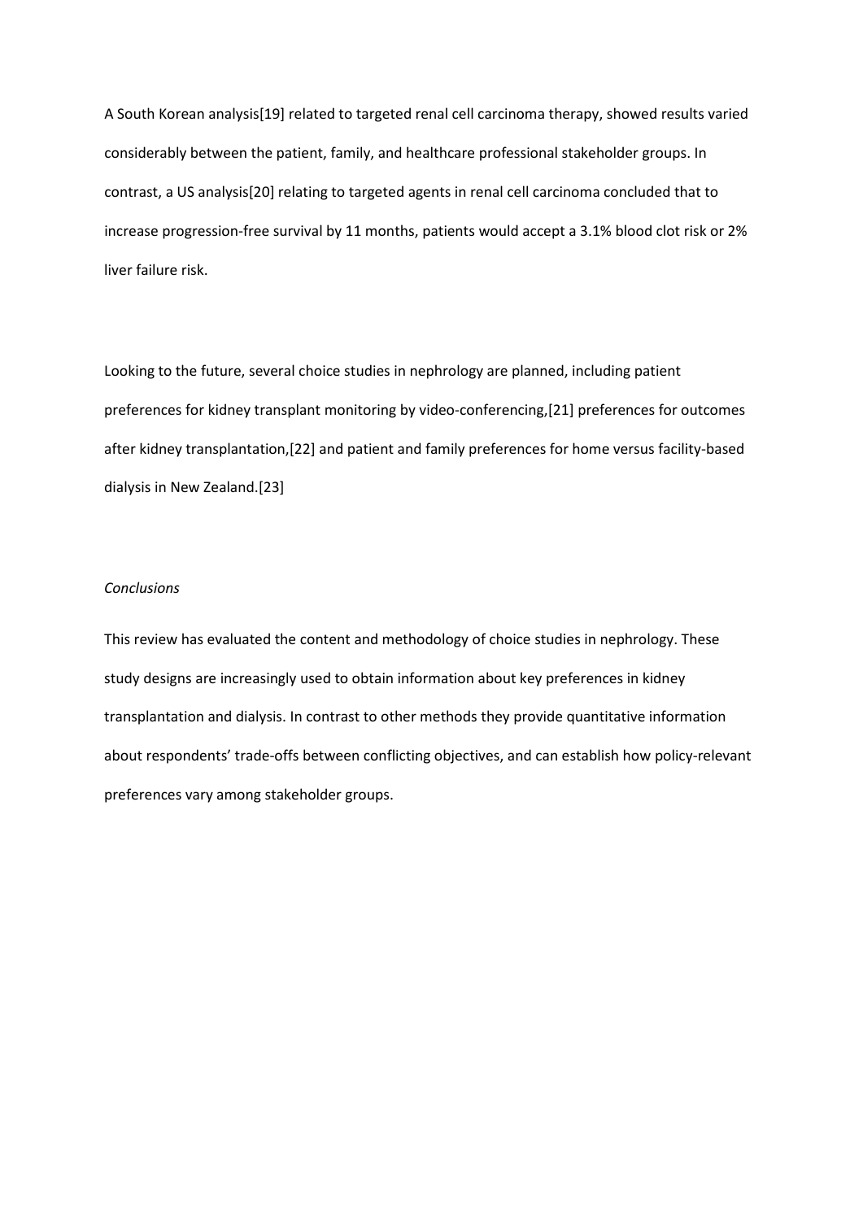A South Korean analysis[19] related to targeted renal cell carcinoma therapy, showed results varied considerably between the patient, family, and healthcare professional stakeholder groups. In contrast, a US analysis[20] relating to targeted agents in renal cell carcinoma concluded that to increase progression-free survival by 11 months, patients would accept a 3.1% blood clot risk or 2% liver failure risk.

Looking to the future, several choice studies in nephrology are planned, including patient preferences for kidney transplant monitoring by video-conferencing,[21] preferences for outcomes after kidney transplantation,[22] and patient and family preferences for home versus facility-based dialysis in New Zealand.[23]

*Conclusions*

This review has evaluated the content and methodology of choice studies in nephrology. These study designs are increasingly used to obtain information about key preferences in kidney transplantation and dialysis. In contrast to other methods they provide quantitative information about respondents' trade-offs between conflicting objectives, and can establish how policy-relevant preferences vary among stakeholder groups.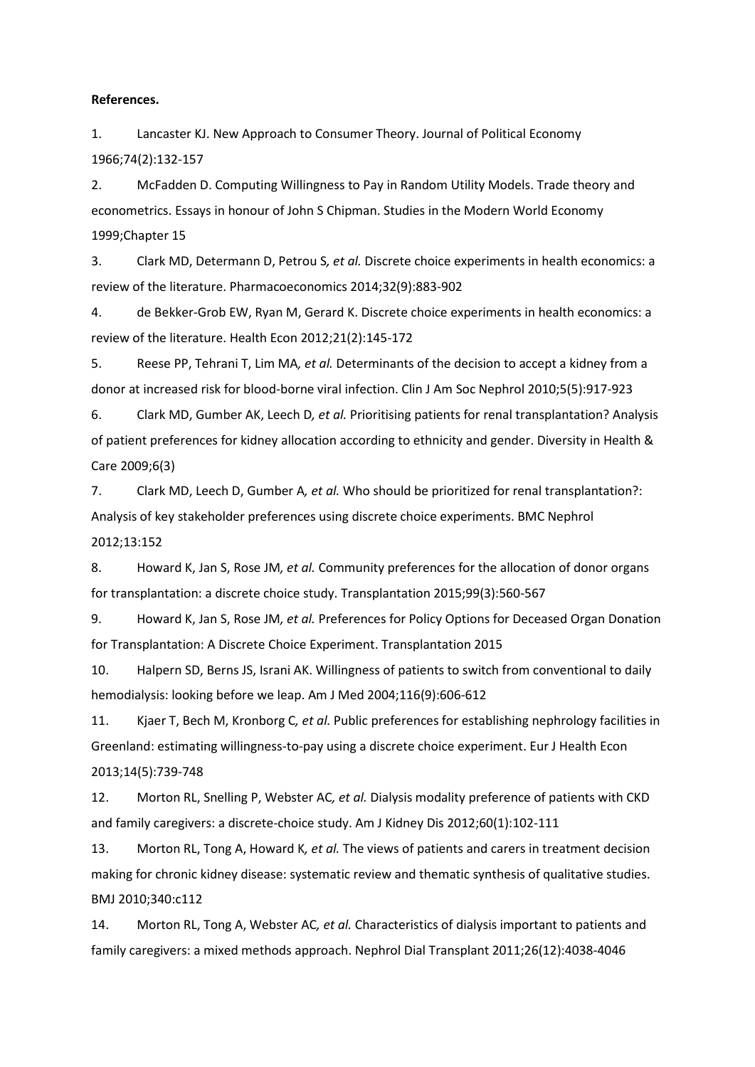**References.**

1. Lancaster KJ. New Approach to Consumer Theory. Journal of Political Economy 1966;74(2):132-157

2. McFadden D. Computing Willingness to Pay in Random Utility Models. Trade theory and econometrics. Essays in honour of John S Chipman. Studies in the Modern World Economy 1999;Chapter 15

3. Clark MD, Determann D, Petrou S*, et al.* Discrete choice experiments in health economics: a review of the literature. Pharmacoeconomics 2014;32(9):883-902

4. de Bekker-Grob EW, Ryan M, Gerard K. Discrete choice experiments in health economics: a review of the literature. Health Econ 2012;21(2):145-172

5. Reese PP, Tehrani T, Lim MA*, et al.* Determinants of the decision to accept a kidney from a donor at increased risk for blood-borne viral infection. Clin J Am Soc Nephrol 2010;5(5):917-923

6. Clark MD, Gumber AK, Leech D*, et al.* Prioritising patients for renal transplantation? Analysis of patient preferences for kidney allocation according to ethnicity and gender. Diversity in Health & Care 2009;6(3)

7. Clark MD, Leech D, Gumber A*, et al.* Who should be prioritized for renal transplantation?: Analysis of key stakeholder preferences using discrete choice experiments. BMC Nephrol 2012;13:152

8. Howard K, Jan S, Rose JM*, et al.* Community preferences for the allocation of donor organs for transplantation: a discrete choice study. Transplantation 2015;99(3):560-567

9. Howard K, Jan S, Rose JM*, et al.* Preferences for Policy Options for Deceased Organ Donation for Transplantation: A Discrete Choice Experiment. Transplantation 2015

10. Halpern SD, Berns JS, Israni AK. Willingness of patients to switch from conventional to daily hemodialysis: looking before we leap. Am J Med 2004;116(9):606-612

11. Kjaer T, Bech M, Kronborg C*, et al.* Public preferences for establishing nephrology facilities in Greenland: estimating willingness-to-pay using a discrete choice experiment. Eur J Health Econ 2013;14(5):739-748

12. Morton RL, Snelling P, Webster AC*, et al.* Dialysis modality preference of patients with CKD and family caregivers: a discrete-choice study. Am J Kidney Dis 2012;60(1):102-111

13. Morton RL, Tong A, Howard K*, et al.* The views of patients and carers in treatment decision making for chronic kidney disease: systematic review and thematic synthesis of qualitative studies. BMJ 2010;340:c112

14. Morton RL, Tong A, Webster AC*, et al.* Characteristics of dialysis important to patients and family caregivers: a mixed methods approach. Nephrol Dial Transplant 2011;26(12):4038-4046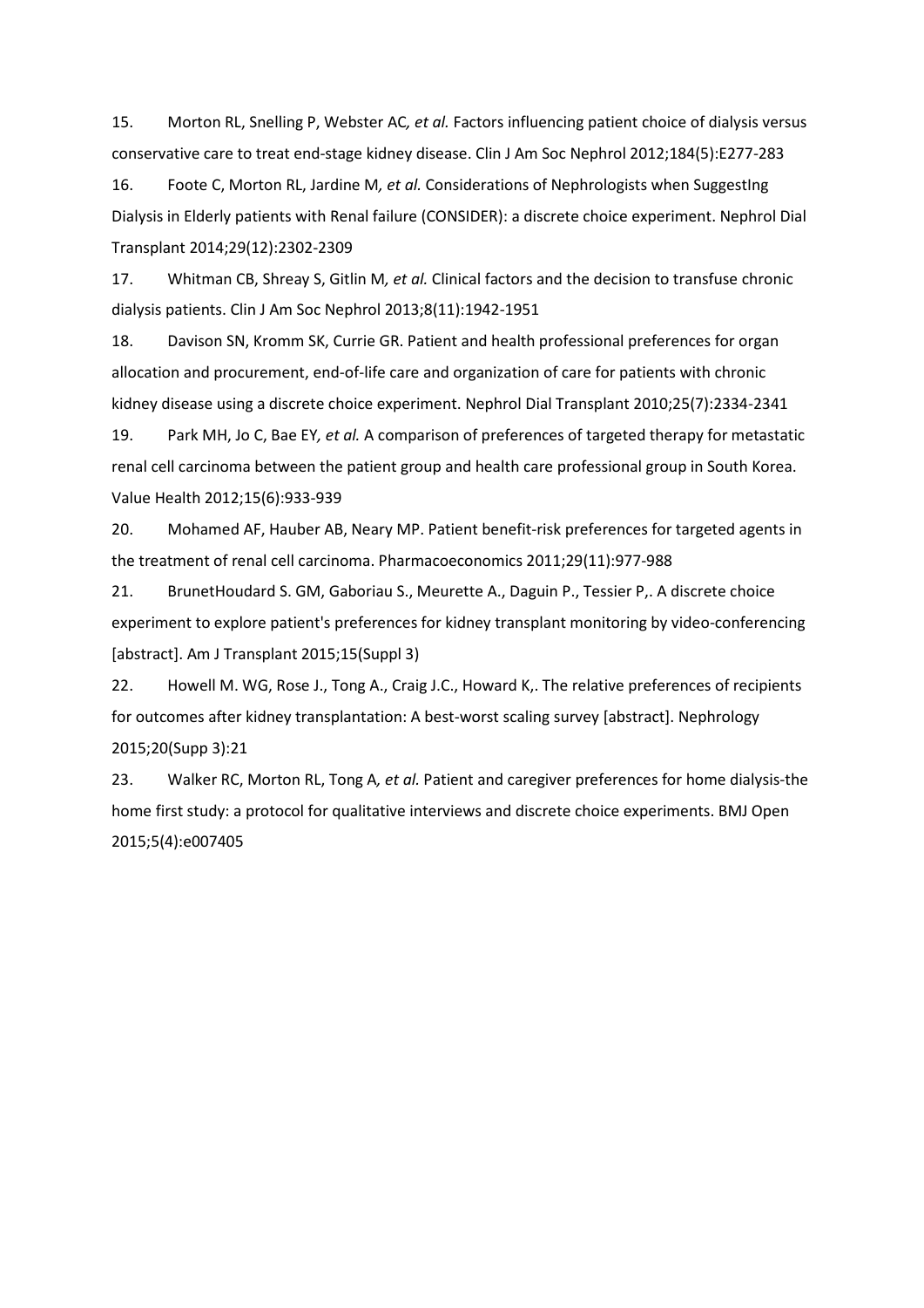15. Morton RL, Snelling P, Webster AC*, et al.* Factors influencing patient choice of dialysis versus conservative care to treat end-stage kidney disease. Clin J Am Soc Nephrol 2012;184(5):E277-283

16. Foote C, Morton RL, Jardine M*, et al.* Considerations of Nephrologists when SuggestIng Dialysis in Elderly patients with Renal failure (CONSIDER): a discrete choice experiment. Nephrol Dial Transplant 2014;29(12):2302-2309

17. Whitman CB, Shreay S, Gitlin M*, et al.* Clinical factors and the decision to transfuse chronic dialysis patients. Clin J Am Soc Nephrol 2013;8(11):1942-1951

18. Davison SN, Kromm SK, Currie GR. Patient and health professional preferences for organ allocation and procurement, end-of-life care and organization of care for patients with chronic kidney disease using a discrete choice experiment. Nephrol Dial Transplant 2010;25(7):2334-2341

19. Park MH, Jo C, Bae EY*, et al.* A comparison of preferences of targeted therapy for metastatic renal cell carcinoma between the patient group and health care professional group in South Korea. Value Health 2012;15(6):933-939

20. Mohamed AF, Hauber AB, Neary MP. Patient benefit-risk preferences for targeted agents in the treatment of renal cell carcinoma. Pharmacoeconomics 2011;29(11):977-988

21. BrunetHoudard S. GM, Gaboriau S., Meurette A., Daguin P., Tessier P,. A discrete choice experiment to explore patient's preferences for kidney transplant monitoring by video-conferencing [abstract]. Am J Transplant 2015;15(Suppl 3)

22. Howell M. WG, Rose J., Tong A., Craig J.C., Howard K,. The relative preferences of recipients for outcomes after kidney transplantation: A best-worst scaling survey [abstract]. Nephrology 2015;20(Supp 3):21

23. Walker RC, Morton RL, Tong A*, et al.* Patient and caregiver preferences for home dialysis-the home first study: a protocol for qualitative interviews and discrete choice experiments. BMJ Open 2015;5(4):e007405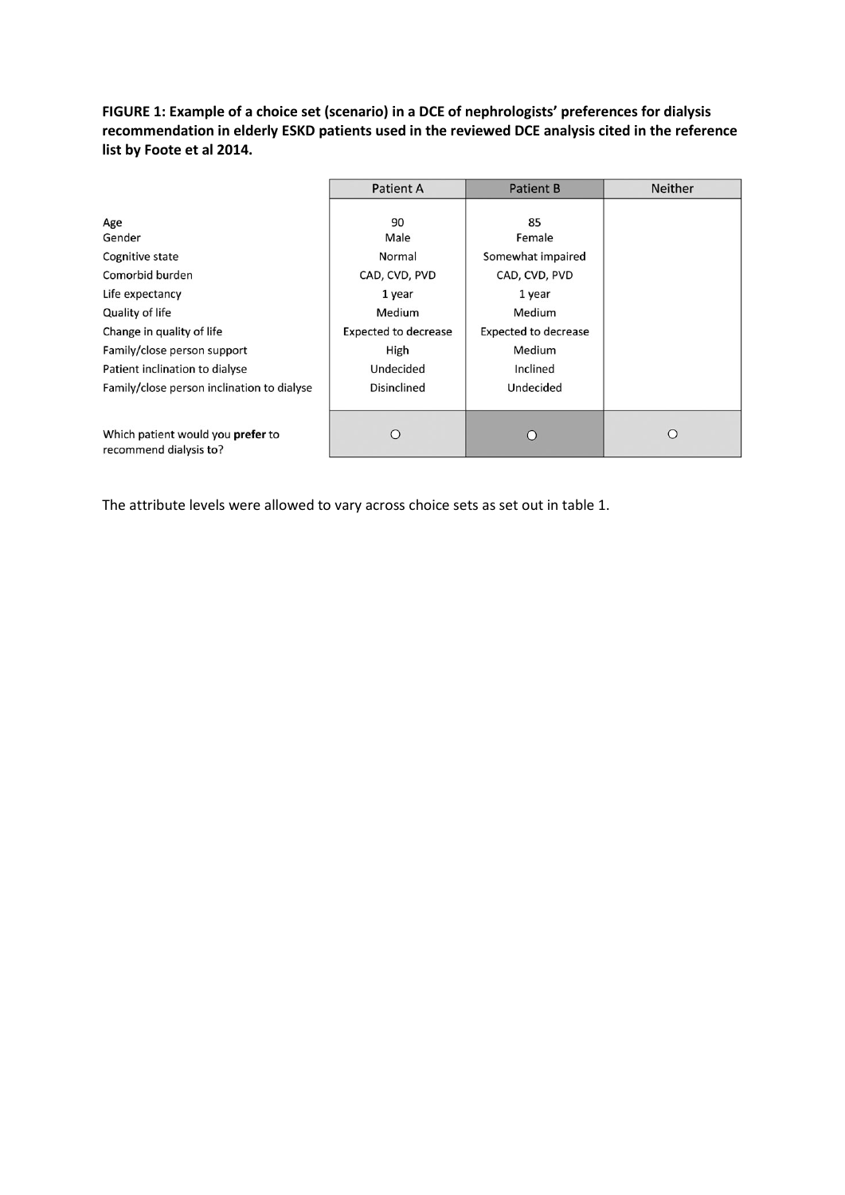**FIGURE 1: Example of a choice set (scenario) in a DCE of nephrologists' preferences for dialysis recommendation in elderly ESKD patients used in the reviewed DCE analysis cited in the reference list by Foote et al 2014.**

| | Patient A | Patient B | Neither |
|---|---|---|---|
| Age | 90 | 85 | |
| Gender | Male | Female | |
| Cognitive state | Normal | Somewhat impaired | |
| Comorbid burden | CAD, CVD, PVD | CAD, CVD, PVD | |
| Life expectancy | 1 year | 1 year | |
| Quality of life | Medium | Medium | |
| Change in quality of life | Expected to decrease | Expected to decrease | |
| Family/close person support | High | Medium | |
| Patient inclination to dialyse | Undecided | Inclined | |
| Family/close person inclination to dialyse | Disinclined | Undecided | |
| Which patient would you **prefer** to recommend dialysis to? | ○ | ○ | ○ |

The attribute levels were allowed to vary across choice sets as set out in table 1.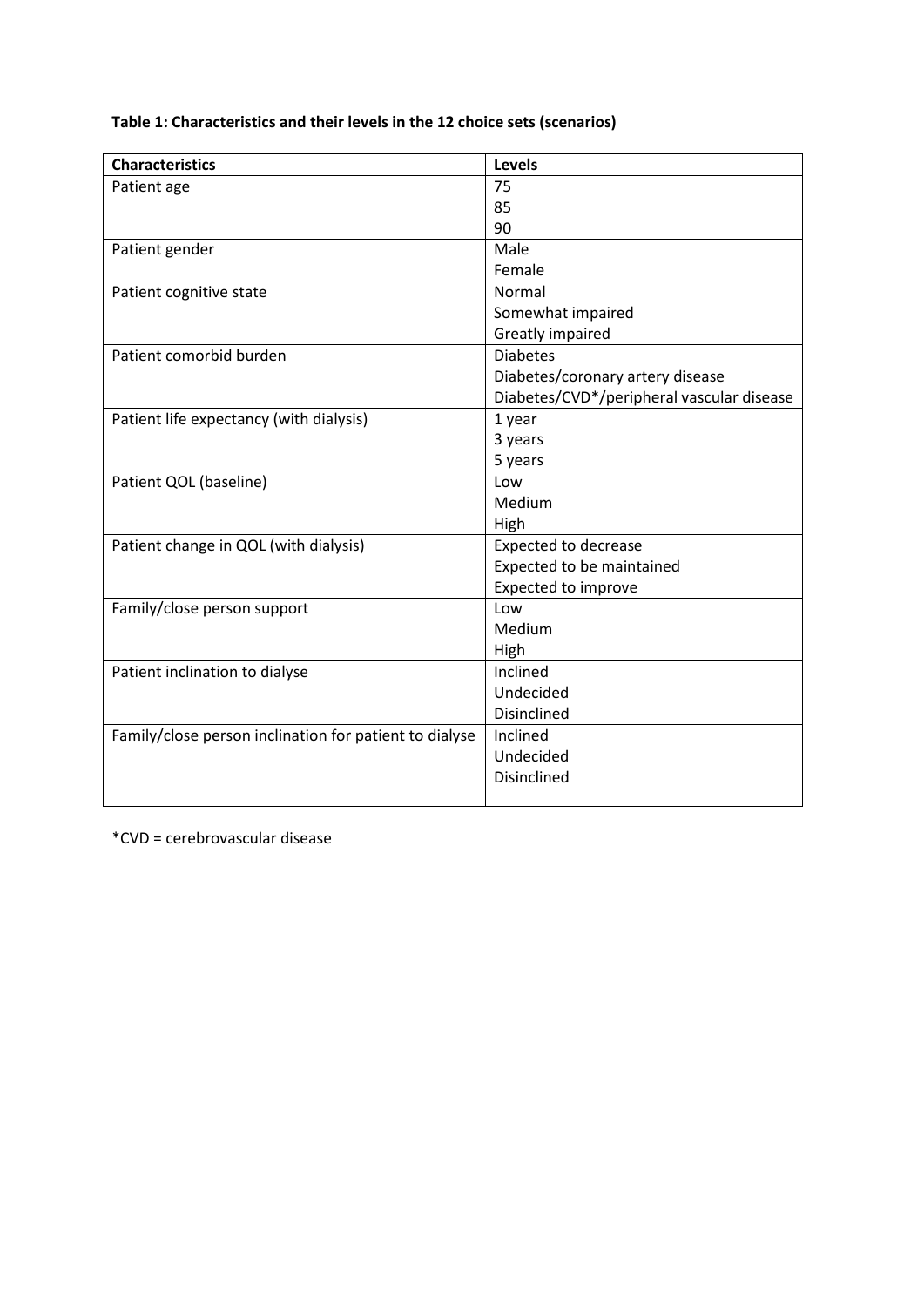**Table 1: Characteristics and their levels in the 12 choice sets (scenarios)**

| Characteristics | Levels |
|---|---|
| Patient age | 75<br>85<br>90 |
| Patient gender | Male<br>Female |
| Patient cognitive state | Normal<br>Somewhat impaired<br>Greatly impaired |
| Patient comorbid burden | Diabetes<br>Diabetes/coronary artery disease<br>Diabetes/CVD*/peripheral vascular disease |
| Patient life expectancy (with dialysis) | 1 year<br>3 years<br>5 years |
| Patient QOL (baseline) | Low<br>Medium<br>High |
| Patient change in QOL (with dialysis) | Expected to decrease<br>Expected to be maintained<br>Expected to improve |
| Family/close person support | Low<br>Medium<br>High |
| Patient inclination to dialyse | Inclined<br>Undecided<br>Disinclined |
| Family/close person inclination for patient to dialyse | Inclined<br>Undecided<br>Disinclined |

*CVD = cerebrovascular disease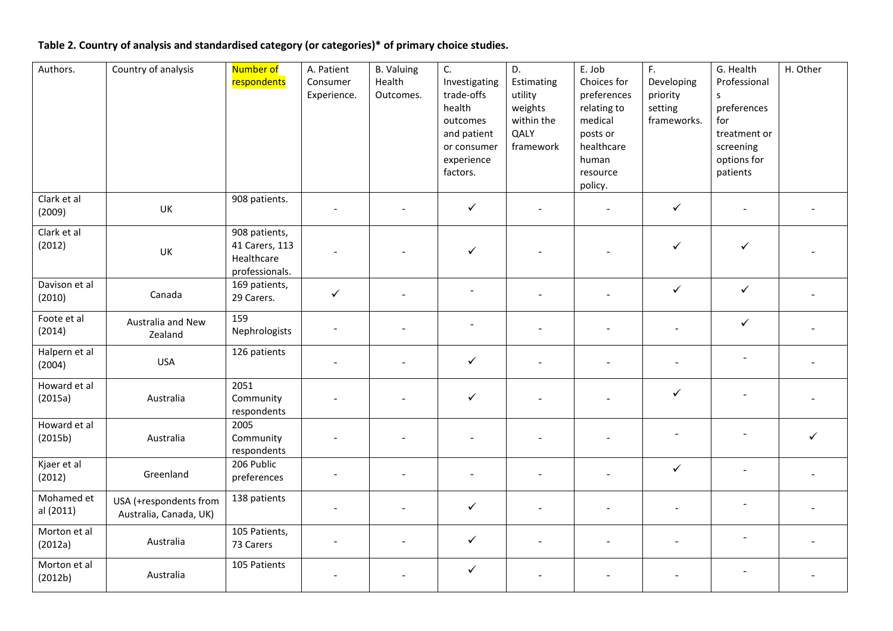**Table 2. Country of analysis and standardised category (or categories)* of primary choice studies.**

| Authors. | Country of analysis | Number of respondents | A. Patient Consumer Experience. | B. Valuing Health Outcomes. | C. Investigating trade-offs health outcomes and patient or consumer experience factors. | D. Estimating utility weights within the QALY framework | E. Job Choices for preferences relating to medical posts or healthcare human resource policy. | F. Developing priority setting frameworks. | G. Health Professionals preferences for treatment or screening options for patients | H. Other |
|---|---|---|---|---|---|---|---|---|---|---|
| Clark et al (2009) | UK | 908 patients. | - | - | ✓ | - | - | ✓ | - | - |
| Clark et al (2012) | UK | 908 patients, 41 Carers, 113 Healthcare professionals. | - | - | ✓ | - | - | ✓ | ✓ | - |
| Davison et al (2010) | Canada | 169 patients, 29 Carers. | ✓ | - | - | - | - | ✓ | ✓ | - |
| Foote et al (2014) | Australia and New Zealand | 159 Nephrologists | - | - | - | - | - | - | ✓ | - |
| Halpern et al (2004) | USA | 126 patients | - | - | ✓ | - | - | - | - | - |
| Howard et al (2015a) | Australia | 2051 Community respondents | - | - | ✓ | - | - | ✓ | - | - |
| Howard et al (2015b) | Australia | 2005 Community respondents | - | - | - | - | - | - | - | ✓ |
| Kjaer et al (2012) | Greenland | 206 Public preferences | - | - | - | - | - | ✓ | - | - |
| Mohamed et al (2011) | USA (+respondents from Australia, Canada, UK) | 138 patients | - | - | ✓ | - | - | - | - | - |
| Morton et al (2012a) | Australia | 105 Patients, 73 Carers | - | - | ✓ | - | - | - | - | - |
| Morton et al (2012b) | Australia | 105 Patients | - | - | ✓ | - | - | - | - | - |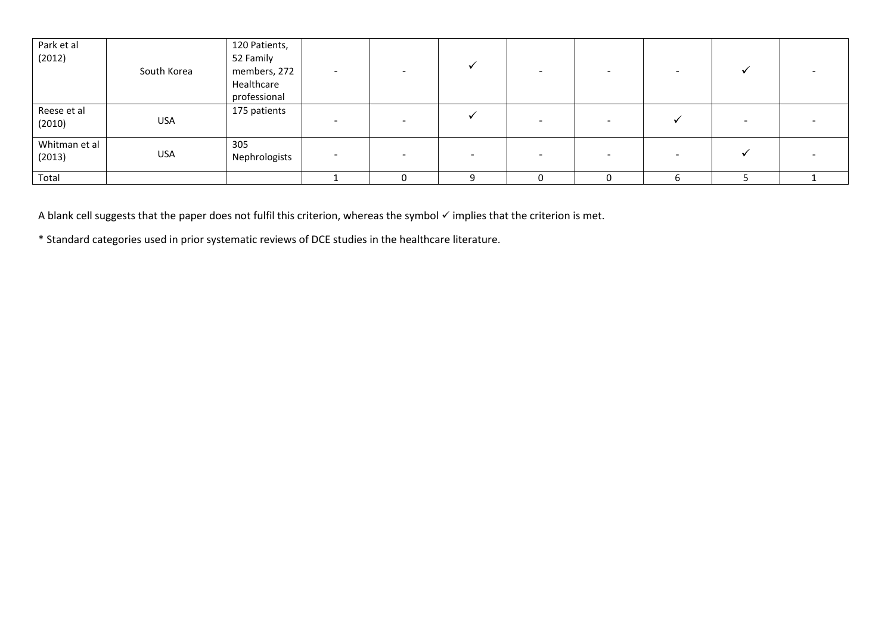| | | | | | | | | | | |
|---|---|---|---|---|---|---|---|---|---|---|
| Park et al (2012) | South Korea | 120 Patients, 52 Family members, 272 Healthcare professional | - | - | ✓ | - | - | - | ✓ | - |
| Reese et al (2010) | USA | 175 patients | - | - | ✓ | - | - | ✓ | - | - |
| Whitman et al (2013) | USA | 305 Nephrologists | - | - | - | - | - | - | ✓ | - |
| Total | | | 1 | 0 | 9 | 0 | 0 | 6 | 5 | 1 |

A blank cell suggests that the paper does not fulfil this criterion, whereas the symbol ✓ implies that the criterion is met.

* Standard categories used in prior systematic reviews of DCE studies in the healthcare literature.